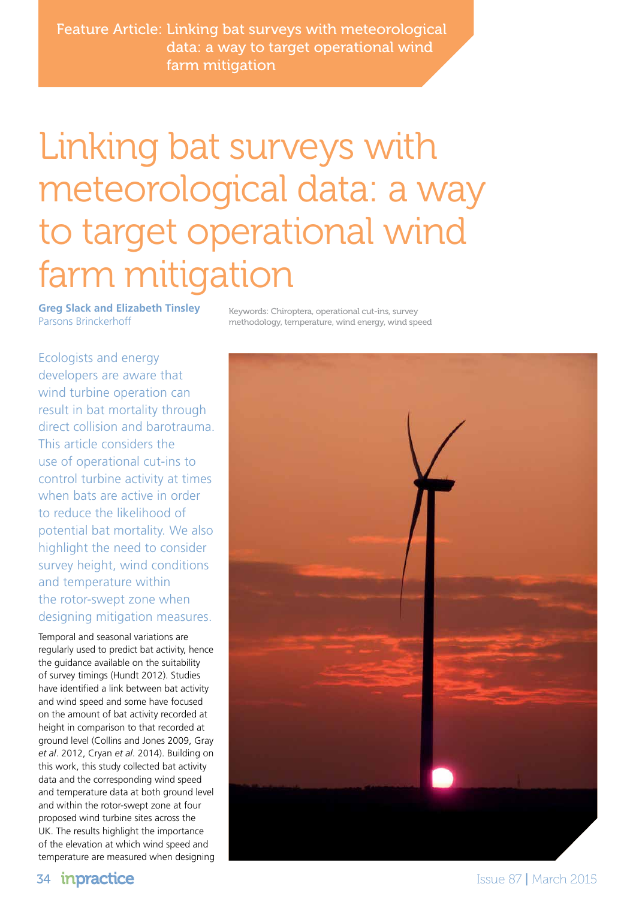# Linking bat surveys with meteorological data: a way to target operational wind farm mitigation

**Greg Slack and Elizabeth Tinsley**
Parsons Brinckerhoff

Keywords: Chiroptera, operational cut-ins, survey methodology, temperature, wind energy, wind speed

Ecologists and energy developers are aware that wind turbine operation can result in bat mortality through direct collision and barotrauma. This article considers the use of operational cut-ins to control turbine activity at times when bats are active in order to reduce the likelihood of potential bat mortality. We also highlight the need to consider survey height, wind conditions and temperature within the rotor-swept zone when designing mitigation measures.

Temporal and seasonal variations are regularly used to predict bat activity, hence the guidance available on the suitability of survey timings (Hundt 2012). Studies have identified a link between bat activity and wind speed and some have focused on the amount of bat activity recorded at height in comparison to that recorded at ground level (Collins and Jones 2009, Gray *et al*. 2012, Cryan *et al*. 2014). Building on this work, this study collected bat activity data and the corresponding wind speed and temperature data at both ground level and within the rotor-swept zone at four proposed wind turbine sites across the UK. The results highlight the importance of the elevation at which wind speed and temperature are measured when designing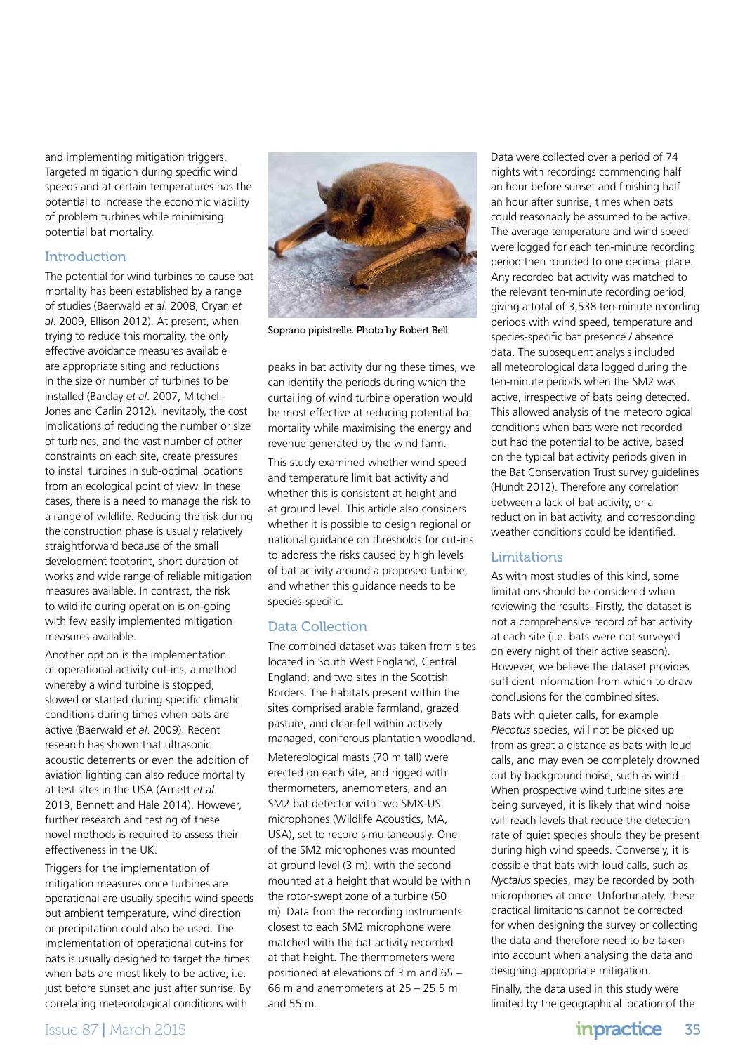and implementing mitigation triggers. Targeted mitigation during specific wind speeds and at certain temperatures has the potential to increase the economic viability of problem turbines while minimising potential bat mortality.

## Introduction

The potential for wind turbines to cause bat mortality has been established by a range of studies (Baerwald *et al*. 2008, Cryan *et al*. 2009, Ellison 2012). At present, when trying to reduce this mortality, the only effective avoidance measures available are appropriate siting and reductions in the size or number of turbines to be installed (Barclay *et al*. 2007, Mitchell-Jones and Carlin 2012). Inevitably, the cost implications of reducing the number or size of turbines, and the vast number of other constraints on each site, create pressures to install turbines in sub-optimal locations from an ecological point of view. In these cases, there is a need to manage the risk to a range of wildlife. Reducing the risk during the construction phase is usually relatively straightforward because of the small development footprint, short duration of works and wide range of reliable mitigation measures available. In contrast, the risk to wildlife during operation is on-going with few easily implemented mitigation measures available.

Another option is the implementation of operational activity cut-ins, a method whereby a wind turbine is stopped, slowed or started during specific climatic conditions during times when bats are active (Baerwald *et al*. 2009). Recent research has shown that ultrasonic acoustic deterrents or even the addition of aviation lighting can also reduce mortality at test sites in the USA (Arnett *et al*. 2013, Bennett and Hale 2014). However, further research and testing of these novel methods is required to assess their effectiveness in the UK.

Triggers for the implementation of mitigation measures once turbines are operational are usually specific wind speeds but ambient temperature, wind direction or precipitation could also be used. The implementation of operational cut-ins for bats is usually designed to target the times when bats are most likely to be active, i.e. just before sunset and just after sunrise. By correlating meteorological conditions with

Soprano pipistrelle. Photo by Robert Bell

peaks in bat activity during these times, we can identify the periods during which the curtailing of wind turbine operation would be most effective at reducing potential bat mortality while maximising the energy and revenue generated by the wind farm.

This study examined whether wind speed and temperature limit bat activity and whether this is consistent at height and at ground level. This article also considers whether it is possible to design regional or national guidance on thresholds for cut-ins to address the risks caused by high levels of bat activity around a proposed turbine, and whether this guidance needs to be species-specific.

## Data Collection

The combined dataset was taken from sites located in South West England, Central England, and two sites in the Scottish Borders. The habitats present within the sites comprised arable farmland, grazed pasture, and clear-fell within actively managed, coniferous plantation woodland.

Metereological masts (70 m tall) were erected on each site, and rigged with thermometers, anemometers, and an SM2 bat detector with two SMX-US microphones (Wildlife Acoustics, MA, USA), set to record simultaneously. One of the SM2 microphones was mounted at ground level (3 m), with the second mounted at a height that would be within the rotor-swept zone of a turbine (50 m). Data from the recording instruments closest to each SM2 microphone were matched with the bat activity recorded at that height. The thermometers were positioned at elevations of 3 m and 65 – 66 m and anemometers at 25 – 25.5 m and 55 m.

Data were collected over a period of 74 nights with recordings commencing half an hour before sunset and finishing half an hour after sunrise, times when bats could reasonably be assumed to be active. The average temperature and wind speed were logged for each ten-minute recording period then rounded to one decimal place. Any recorded bat activity was matched to the relevant ten-minute recording period, giving a total of 3,538 ten-minute recording periods with wind speed, temperature and species-specific bat presence / absence data. The subsequent analysis included all meteorological data logged during the ten-minute periods when the SM2 was active, irrespective of bats being detected. This allowed analysis of the meteorological conditions when bats were not recorded but had the potential to be active, based on the typical bat activity periods given in the Bat Conservation Trust survey guidelines (Hundt 2012). Therefore any correlation between a lack of bat activity, or a reduction in bat activity, and corresponding weather conditions could be identified.

## Limitations

As with most studies of this kind, some limitations should be considered when reviewing the results. Firstly, the dataset is not a comprehensive record of bat activity at each site (i.e. bats were not surveyed on every night of their active season). However, we believe the dataset provides sufficient information from which to draw conclusions for the combined sites.

Bats with quieter calls, for example *Plecotus* species, will not be picked up from as great a distance as bats with loud calls, and may even be completely drowned out by background noise, such as wind. When prospective wind turbine sites are being surveyed, it is likely that wind noise will reach levels that reduce the detection rate of quiet species should they be present during high wind speeds. Conversely, it is possible that bats with loud calls, such as *Nyctalus* species, may be recorded by both microphones at once. Unfortunately, these practical limitations cannot be corrected for when designing the survey or collecting the data and therefore need to be taken into account when analysing the data and designing appropriate mitigation.

Finally, the data used in this study were limited by the geographical location of the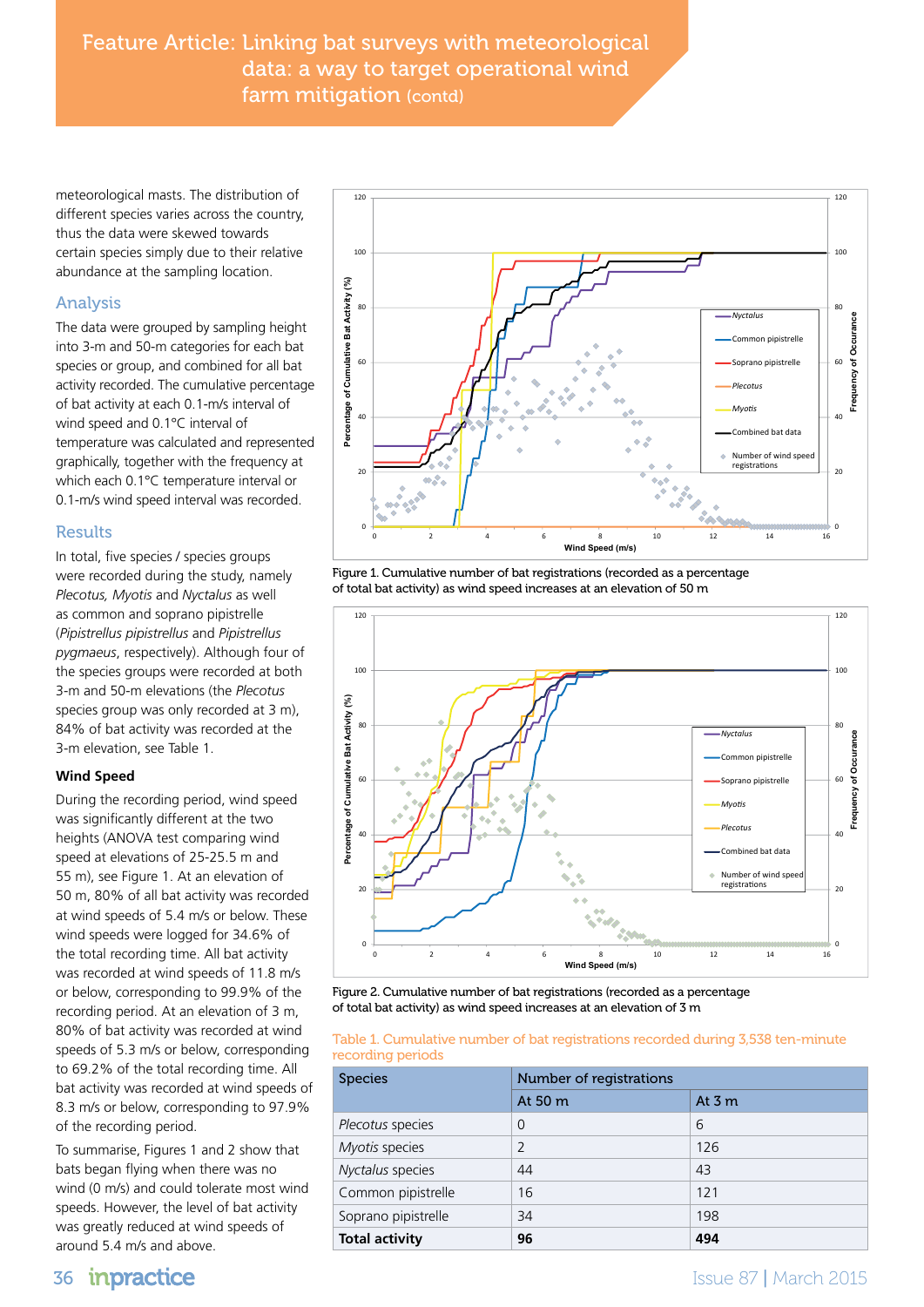# Feature Article: Linking bat surveys with meteorological data: a way to target operational wind farm mitigation (contd)

meteorological masts. The distribution of different species varies across the country, thus the data were skewed towards certain species simply due to their relative abundance at the sampling location.

## Analysis

The data were grouped by sampling height into 3-m and 50-m categories for each bat species or group, and combined for all bat activity recorded. The cumulative percentage of bat activity at each 0.1-m/s interval of wind speed and 0.1°C interval of temperature was calculated and represented graphically, together with the frequency at which each 0.1°C temperature interval or 0.1-m/s wind speed interval was recorded.

## Results

In total, five species / species groups were recorded during the study, namely *Plecotus*, *Myotis* and *Nyctalus* as well as common and soprano pipistrelle (*Pipistrellus pipistrellus* and *Pipistrellus pygmaeus*, respectively). Although four of the species groups were recorded at both 3-m and 50-m elevations (the *Plecotus* species group was only recorded at 3 m), 84% of bat activity was recorded at the 3-m elevation, see Table 1.

### Wind Speed

During the recording period, wind speed was significantly different at the two heights (ANOVA test comparing wind speed at elevations of 25-25.5 m and 55 m), see Figure 1. At an elevation of 50 m, 80% of all bat activity was recorded at wind speeds of 5.4 m/s or below. These wind speeds were logged for 34.6% of the total recording time. All bat activity was recorded at wind speeds of 11.8 m/s or below, corresponding to 99.9% of the recording period. At an elevation of 3 m, 80% of bat activity was recorded at wind speeds of 5.3 m/s or below, corresponding to 69.2% of the total recording time. All bat activity was recorded at wind speeds of 8.3 m/s or below, corresponding to 97.9% of the recording period.

To summarise, Figures 1 and 2 show that bats began flying when there was no wind (0 m/s) and could tolerate most wind speeds. However, the level of bat activity was greatly reduced at wind speeds of around 5.4 m/s and above.

Percentage of Cumulative Bat Activity (%)
Frequency of Occurance
Wind Speed (m/s)
0 2 4 6 8 10 12 14 16
0 20 40 60 80 100 120
*Nyctalus*
Common pipistrelle
Soprano pipistrelle
*Plecotus*
*Myotis*
Combined bat data
Number of wind speed registrations

Figure 1. Cumulative number of bat registrations (recorded as a percentage of total bat activity) as wind speed increases at an elevation of 50 m

Percentage of Cumulative Bat Activity (%)
Frequency of Occurance
Wind Speed (m/s)
0 2 4 6 8 10 12 14 16
0 20 40 60 80 100 120
*Nyctalus*
Common pipistrelle
Soprano pipistrelle
*Myotis*
*Plecotus*
Combined bat data
Number of wind speed registrations

Figure 2. Cumulative number of bat registrations (recorded as a percentage of total bat activity) as wind speed increases at an elevation of 3 m

Table 1. Cumulative number of bat registrations recorded during 3,538 ten-minute recording periods

| Species | Number of registrations | |
|---|---|---|
| | At 50 m | At 3 m |
| *Plecotus* species | 0 | 6 |
| *Myotis* species | 2 | 126 |
| *Nyctalus* species | 44 | 43 |
| Common pipistrelle | 16 | 121 |
| Soprano pipistrelle | 34 | 198 |
| **Total activity** | **96** | **494** |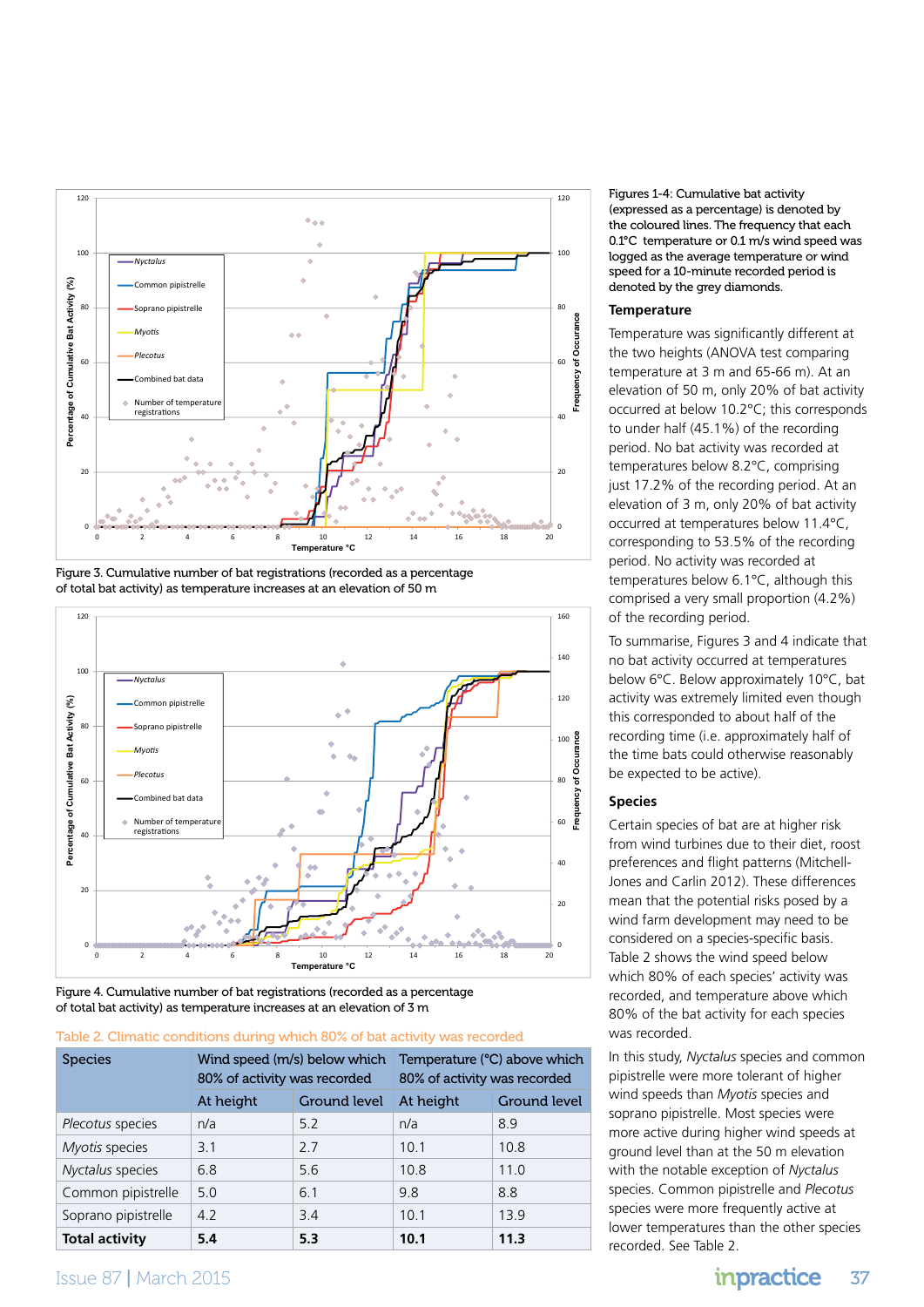Percentage of Cumulative Bat Activity (%)

Frequency of Occurance

Nyctalus

Common pipistrelle

Soprano pipistrelle

Myotis

Plecotus

Combined bat data

Number of temperature registrations

120
100
80
60
40
20
0

0 2 4 6 8 10 12 14 16 18 20

Temperature °C

Figure 3. Cumulative number of bat registrations (recorded as a percentage of total bat activity) as temperature increases at an elevation of 50 m

Percentage of Cumulative Bat Activity (%)

Frequency of Occurance

Nyctalus

Common pipistrelle

Soprano pipistrelle

Myotis

Plecotus

Combined bat data

Number of temperature registrations

120
100
80
60
40
20
0

160
140
120
100
80
60
40
20
0

0 2 4 6 8 10 12 14 16 18 20

Temperature °C

Figure 4. Cumulative number of bat registrations (recorded as a percentage of total bat activity) as temperature increases at an elevation of 3 m

Table 2. Climatic conditions during which 80% of bat activity was recorded

| Species | Wind speed (m/s) below which 80% of activity was recorded | | Temperature (°C) above which 80% of activity was recorded | |
|---|---|---|---|---|
| | At height | Ground level | At height | Ground level |
| *Plecotus* species | n/a | 5.2 | n/a | 8.9 |
| *Myotis* species | 3.1 | 2.7 | 10.1 | 10.8 |
| *Nyctalus* species | 6.8 | 5.6 | 10.8 | 11.0 |
| Common pipistrelle | 5.0 | 6.1 | 9.8 | 8.8 |
| Soprano pipistrelle | 4.2 | 3.4 | 10.1 | 13.9 |
| **Total activity** | **5.4** | **5.3** | **10.1** | **11.3** |

Figures 1-4: Cumulative bat activity (expressed as a percentage) is denoted by the coloured lines. The frequency that each 0.1°C temperature or 0.1 m/s wind speed was logged as the average temperature or wind speed for a 10-minute recorded period is denoted by the grey diamonds.

### Temperature

Temperature was significantly different at the two heights (ANOVA test comparing temperature at 3 m and 65-66 m). At an elevation of 50 m, only 20% of bat activity occurred at below 10.2°C; this corresponds to under half (45.1%) of the recording period. No bat activity was recorded at temperatures below 8.2°C, comprising just 17.2% of the recording period. At an elevation of 3 m, only 20% of bat activity occurred at temperatures below 11.4°C, corresponding to 53.5% of the recording period. No activity was recorded at temperatures below 6.1°C, although this comprised a very small proportion (4.2%) of the recording period.

To summarise, Figures 3 and 4 indicate that no bat activity occurred at temperatures below 6°C. Below approximately 10°C, bat activity was extremely limited even though this corresponded to about half of the recording time (i.e. approximately half of the time bats could otherwise reasonably be expected to be active).

### Species

Certain species of bat are at higher risk from wind turbines due to their diet, roost preferences and flight patterns (Mitchell-Jones and Carlin 2012). These differences mean that the potential risks posed by a wind farm development may need to be considered on a species-specific basis. Table 2 shows the wind speed below which 80% of each species' activity was recorded, and temperature above which 80% of the bat activity for each species was recorded.

In this study, *Nyctalus* species and common pipistrelle were more tolerant of higher wind speeds than *Myotis* species and soprano pipistrelle. Most species were more active during higher wind speeds at ground level than at the 50 m elevation with the notable exception of *Nyctalus* species. Common pipistrelle and *Plecotus* species were more frequently active at lower temperatures than the other species recorded. See Table 2.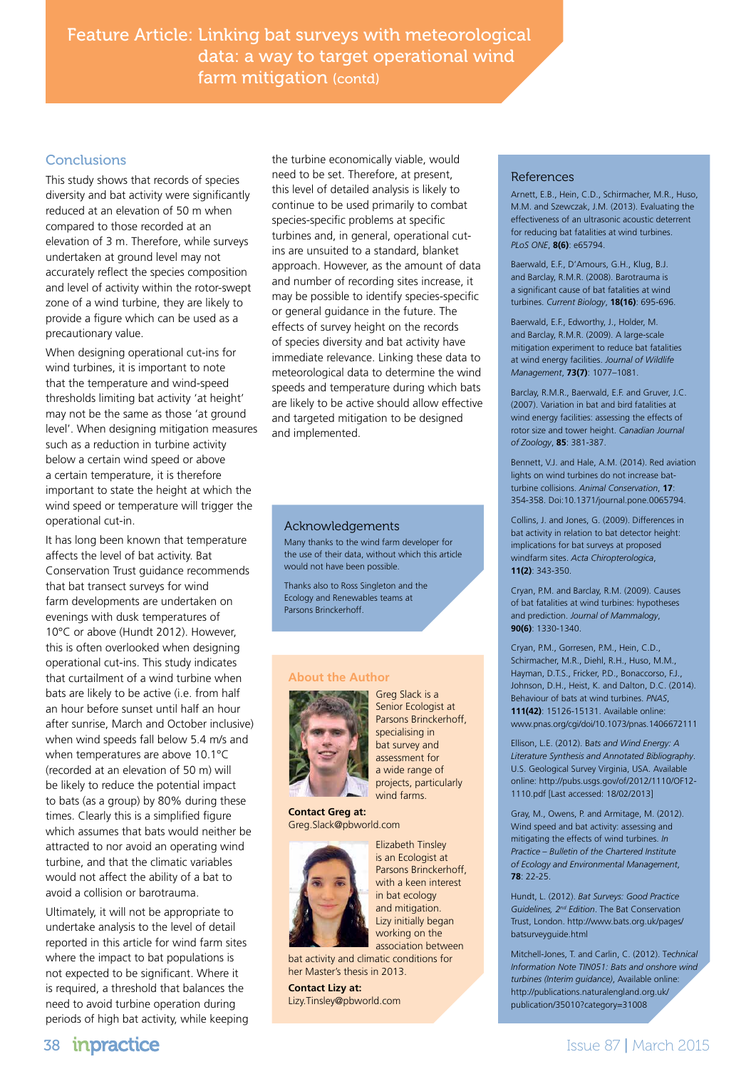# Feature Article: Linking bat surveys with meteorological data: a way to target operational wind farm mitigation (contd)

## Conclusions

This study shows that records of species diversity and bat activity were significantly reduced at an elevation of 50 m when compared to those recorded at an elevation of 3 m. Therefore, while surveys undertaken at ground level may not accurately reflect the species composition and level of activity within the rotor-swept zone of a wind turbine, they are likely to provide a figure which can be used as a precautionary value.

When designing operational cut-ins for wind turbines, it is important to note that the temperature and wind-speed thresholds limiting bat activity 'at height' may not be the same as those 'at ground level'. When designing mitigation measures such as a reduction in turbine activity below a certain wind speed or above a certain temperature, it is therefore important to state the height at which the wind speed or temperature will trigger the operational cut-in.

It has long been known that temperature affects the level of bat activity. Bat Conservation Trust guidance recommends that bat transect surveys for wind farm developments are undertaken on evenings with dusk temperatures of 10°C or above (Hundt 2012). However, this is often overlooked when designing operational cut-ins. This study indicates that curtailment of a wind turbine when bats are likely to be active (i.e. from half an hour before sunset until half an hour after sunrise, March and October inclusive) when wind speeds fall below 5.4 m/s and when temperatures are above 10.1°C (recorded at an elevation of 50 m) will be likely to reduce the potential impact to bats (as a group) by 80% during these times. Clearly this is a simplified figure which assumes that bats would neither be attracted to nor avoid an operating wind turbine, and that the climatic variables would not affect the ability of a bat to avoid a collision or barotrauma.

Ultimately, it will not be appropriate to undertake analysis to the level of detail reported in this article for wind farm sites where the impact to bat populations is not expected to be significant. Where it is required, a threshold that balances the need to avoid turbine operation during periods of high bat activity, while keeping the turbine economically viable, would need to be set. Therefore, at present, this level of detailed analysis is likely to continue to be used primarily to combat species-specific problems at specific turbines and, in general, operational cut-ins are unsuited to a standard, blanket approach. However, as the amount of data and number of recording sites increase, it may be possible to identify species-specific or general guidance in the future. The effects of survey height on the records of species diversity and bat activity have immediate relevance. Linking these data to meteorological data to determine the wind speeds and temperature during which bats are likely to be active should allow effective and targeted mitigation to be designed and implemented.

## Acknowledgements

Many thanks to the wind farm developer for the use of their data, without which this article would not have been possible.

Thanks also to Ross Singleton and the Ecology and Renewables teams at Parsons Brinckerhoff.

## About the Author

Greg Slack is a Senior Ecologist at Parsons Brinckerhoff, specialising in bat survey and assessment for a wide range of projects, particularly wind farms.

**Contact Greg at:**
Greg.Slack@pbworld.com

Elizabeth Tinsley is an Ecologist at Parsons Brinckerhoff, with a keen interest in bat ecology and mitigation. Lizy initially began working on the association between bat activity and climatic conditions for her Master's thesis in 2013.

**Contact Lizy at:**
Lizy.Tinsley@pbworld.com

## References

Arnett, E.B., Hein, C.D., Schirmacher, M.R., Huso, M.M. and Szewczak, J.M. (2013). Evaluating the effectiveness of an ultrasonic acoustic deterrent for reducing bat fatalities at wind turbines. *PLoS ONE*, **8(6)**: e65794.

Baerwald, E.F., D'Amours, G.H., Klug, B.J. and Barclay, R.M.R. (2008). Barotrauma is a significant cause of bat fatalities at wind turbines. *Current Biology*, **18(16)**: 695-696.

Baerwald, E.F., Edworthy, J., Holder, M. and Barclay, R.M.R. (2009). A large-scale mitigation experiment to reduce bat fatalities at wind energy facilities. *Journal of Wildlife Management*, **73(7)**: 1077–1081.

Barclay, R.M.R., Baerwald, E.F. and Gruver, J.C. (2007). Variation in bat and bird fatalities at wind energy facilities: assessing the effects of rotor size and tower height. *Canadian Journal of Zoology*, **85**: 381-387.

Bennett, V.J. and Hale, A.M. (2014). Red aviation lights on wind turbines do not increase bat-turbine collisions. *Animal Conservation*, **17**: 354-358. Doi:10.1371/journal.pone.0065794.

Collins, J. and Jones, G. (2009). Differences in bat activity in relation to bat detector height: implications for bat surveys at proposed windfarm sites. *Acta Chiropterologica*, **11(2)**: 343-350.

Cryan, P.M. and Barclay, R.M. (2009). Causes of bat fatalities at wind turbines: hypotheses and prediction. *Journal of Mammalogy*, **90(6)**: 1330-1340.

Cryan, P.M., Gorresen, P.M., Hein, C.D., Schirmacher, M.R., Diehl, R.H., Huso, M.M., Hayman, D.T.S., Fricker, P.D., Bonaccorso, F.J., Johnson, D.H., Heist, K. and Dalton, D.C. (2014). Behaviour of bats at wind turbines. *PNAS*, **111(42)**: 15126-15131. Available online: www.pnas.org/cgi/doi/10.1073/pnas.1406672111

Ellison, L.E. (2012). *Bats and Wind Energy: A Literature Synthesis and Annotated Bibliography*. U.S. Geological Survey Virginia, USA. Available online: http://pubs.usgs.gov/of/2012/1110/OF12-1110.pdf [Last accessed: 18/02/2013]

Gray, M., Owens, P. and Armitage, M. (2012). Wind speed and bat activity: assessing and mitigating the effects of wind turbines. *In Practice – Bulletin of the Chartered Institute of Ecology and Environmental Management*, **78**: 22-25.

Hundt, L. (2012). *Bat Surveys: Good Practice Guidelines, 2nd Edition*. The Bat Conservation Trust, London. http://www.bats.org.uk/pages/batsurveyguide.html

Mitchell-Jones, T. and Carlin, C. (2012). *Technical Information Note TIN051: Bats and onshore wind turbines (Interim guidance)*, Available online: http://publications.naturalengland.org.uk/publication/35010?category=31008